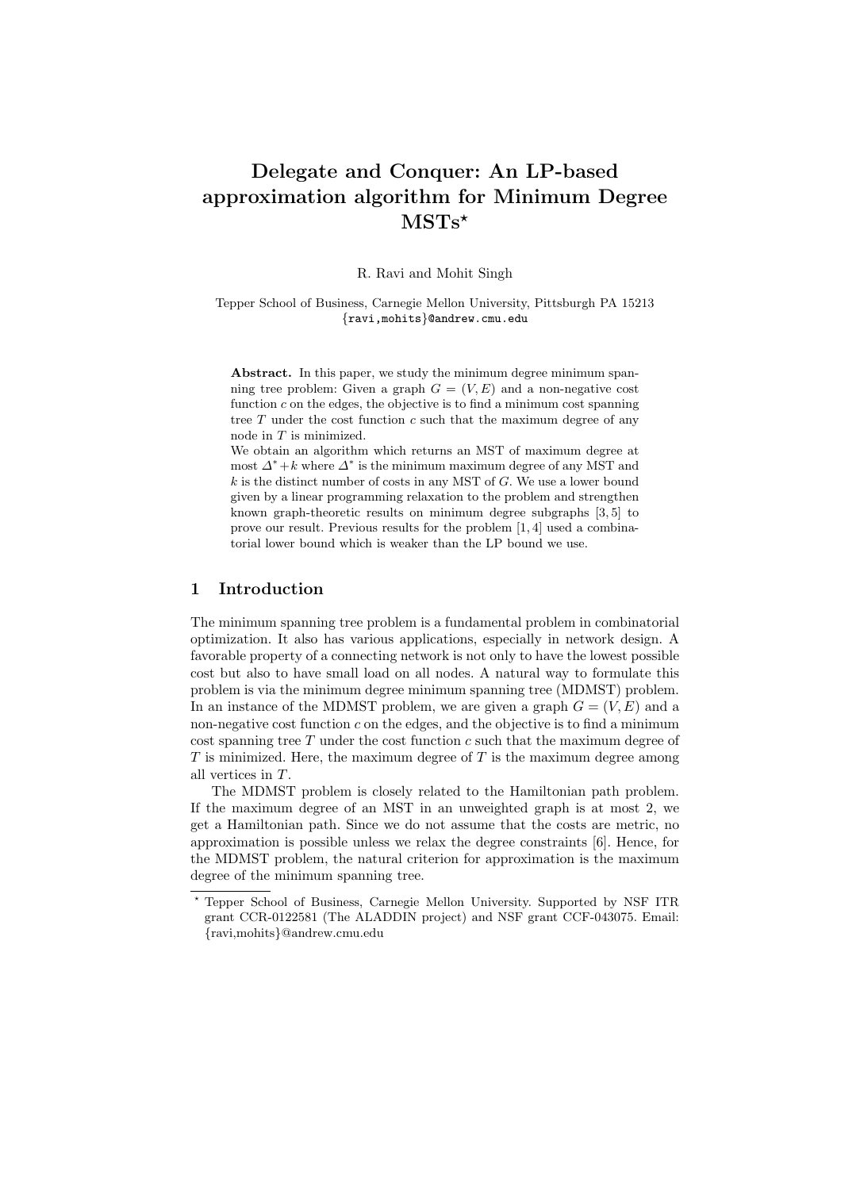# Delegate and Conquer: An LP-based approximation algorithm for Minimum Degree MSTs*

R. Ravi and Mohit Singh

Tepper School of Business, Carnegie Mellon University, Pittsburgh PA 15213
{ravi,mohits}@andrew.cmu.edu

**Abstract.** In this paper, we study the minimum degree minimum spanning tree problem: Given a graph $G = (V, E)$ and a non-negative cost function $c$ on the edges, the objective is to find a minimum cost spanning tree $T$ under the cost function $c$ such that the maximum degree of any node in $T$ is minimized.

We obtain an algorithm which returns an MST of maximum degree at most $\Delta^* + k$ where $\Delta^*$ is the minimum maximum degree of any MST and $k$ is the distinct number of costs in any MST of $G$. We use a lower bound given by a linear programming relaxation to the problem and strengthen known graph-theoretic results on minimum degree subgraphs [3, 5] to prove our result. Previous results for the problem [1, 4] used a combinatorial lower bound which is weaker than the LP bound we use.

## 1 Introduction

The minimum spanning tree problem is a fundamental problem in combinatorial optimization. It also has various applications, especially in network design. A favorable property of a connecting network is not only to have the lowest possible cost but also to have small load on all nodes. A natural way to formulate this problem is via the minimum degree minimum spanning tree (MDMST) problem. In an instance of the MDMST problem, we are given a graph $G = (V, E)$ and a non-negative cost function $c$ on the edges, and the objective is to find a minimum cost spanning tree $T$ under the cost function $c$ such that the maximum degree of $T$ is minimized. Here, the maximum degree of $T$ is the maximum degree among all vertices in $T$.

The MDMST problem is closely related to the Hamiltonian path problem. If the maximum degree of an MST in an unweighted graph is at most 2, we get a Hamiltonian path. Since we do not assume that the costs are metric, no approximation is possible unless we relax the degree constraints [6]. Hence, for the MDMST problem, the natural criterion for approximation is the maximum degree of the minimum spanning tree.

* Tepper School of Business, Carnegie Mellon University. Supported by NSF ITR grant CCR-0122581 (The ALADDIN project) and NSF grant CCF-043075. Email: {ravi,mohits}@andrew.cmu.edu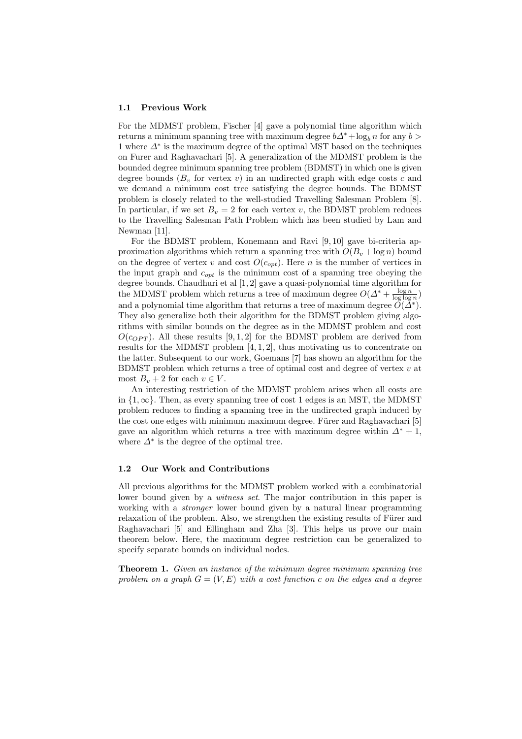### 1.1 Previous Work

For the MDMST problem, Fischer [4] gave a polynomial time algorithm which returns a minimum spanning tree with maximum degree $b\Delta^* + \log_b n$ for any $b > 1$ where $\Delta^*$ is the maximum degree of the optimal MST based on the techniques on Furer and Raghavachari [5]. A generalization of the MDMST problem is the bounded degree minimum spanning tree problem (BDMST) in which one is given degree bounds ($B_v$ for vertex $v$) in an undirected graph with edge costs $c$ and we demand a minimum cost tree satisfying the degree bounds. The BDMST problem is closely related to the well-studied Travelling Salesman Problem [8]. In particular, if we set $B_v = 2$ for each vertex $v$, the BDMST problem reduces to the Travelling Salesman Path Problem which has been studied by Lam and Newman [11].

For the BDMST problem, Konemann and Ravi [9, 10] gave bi-criteria approximation algorithms which return a spanning tree with $O(B_v + \log n)$ bound on the degree of vertex $v$ and cost $O(c_{opt})$. Here $n$ is the number of vertices in the input graph and $c_{opt}$ is the minimum cost of a spanning tree obeying the degree bounds. Chaudhuri et al [1, 2] gave a quasi-polynomial time algorithm for the MDMST problem which returns a tree of maximum degree $O(\Delta^* + \frac{\log n}{\log \log n})$ and a polynomial time algorithm that returns a tree of maximum degree $O(\Delta^*)$. They also generalize both their algorithm for the BDMST problem giving algorithms with similar bounds on the degree as in the MDMST problem and cost $O(c_{OPT})$. All these results [9, 1, 2] for the BDMST problem are derived from results for the MDMST problem [4, 1, 2], thus motivating us to concentrate on the latter. Subsequent to our work, Goemans [7] has shown an algorithm for the BDMST problem which returns a tree of optimal cost and degree of vertex $v$ at most $B_v + 2$ for each $v \in V$.

An interesting restriction of the MDMST problem arises when all costs are in $\{1, \infty\}$. Then, as every spanning tree of cost 1 edges is an MST, the MDMST problem reduces to finding a spanning tree in the undirected graph induced by the cost one edges with minimum maximum degree. Fürer and Raghavachari [5] gave an algorithm which returns a tree with maximum degree within $\Delta^* + 1$, where $\Delta^*$ is the degree of the optimal tree.

### 1.2 Our Work and Contributions

All previous algorithms for the MDMST problem worked with a combinatorial lower bound given by a *witness set*. The major contribution in this paper is working with a *stronger* lower bound given by a natural linear programming relaxation of the problem. Also, we strengthen the existing results of Fürer and Raghavachari [5] and Ellingham and Zha [3]. This helps us prove our main theorem below. Here, the maximum degree restriction can be generalized to specify separate bounds on individual nodes.

**Theorem 1.** *Given an instance of the minimum degree minimum spanning tree problem on a graph $G = (V, E)$ with a cost function $c$ on the edges and a degree*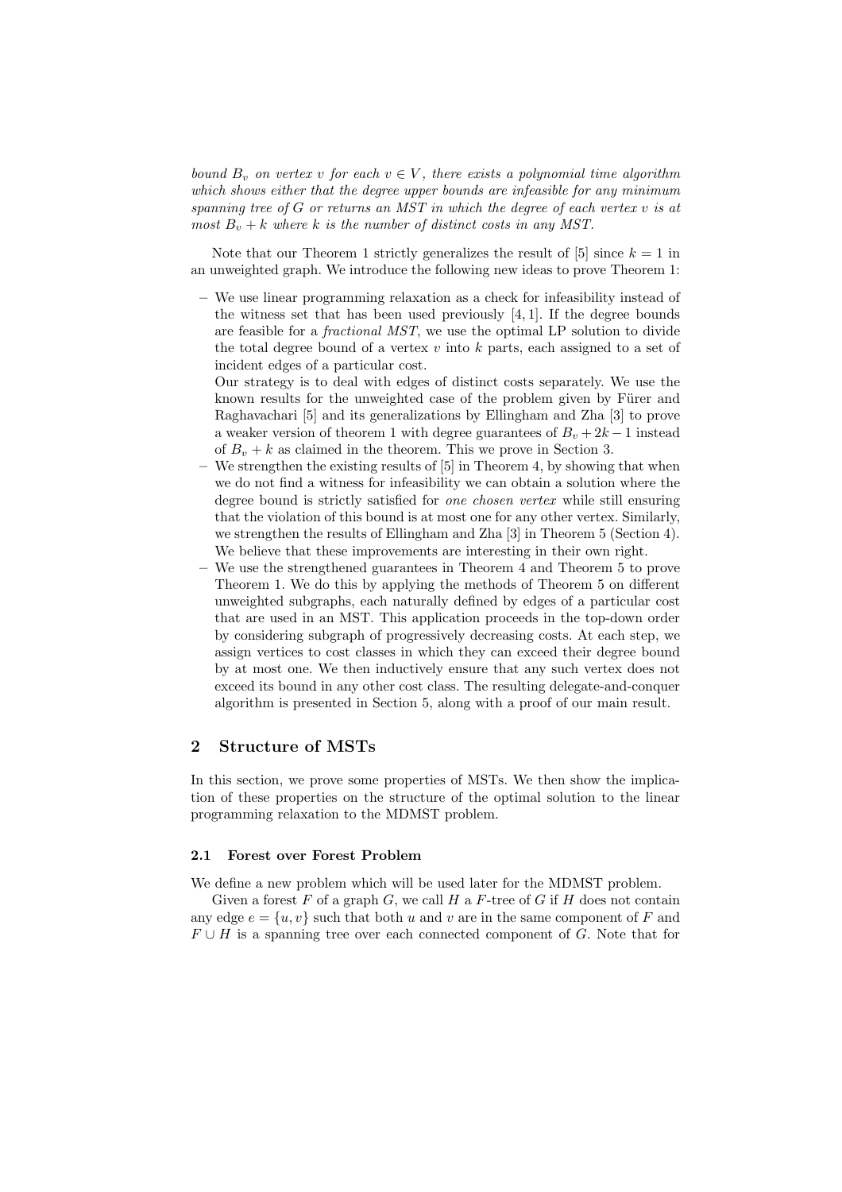*bound $B_v$ on vertex $v$ for each $v \in V$, there exists a polynomial time algorithm which shows either that the degree upper bounds are infeasible for any minimum spanning tree of $G$ or returns an MST in which the degree of each vertex $v$ is at most $B_v + k$ where $k$ is the number of distinct costs in any MST.*

Note that our Theorem 1 strictly generalizes the result of [5] since $k = 1$ in an unweighted graph. We introduce the following new ideas to prove Theorem 1:

- We use linear programming relaxation as a check for infeasibility instead of the witness set that has been used previously [4, 1]. If the degree bounds are feasible for a *fractional MST*, we use the optimal LP solution to divide the total degree bound of a vertex $v$ into $k$ parts, each assigned to a set of incident edges of a particular cost.
  Our strategy is to deal with edges of distinct costs separately. We use the known results for the unweighted case of the problem given by Fürer and Raghavachari [5] and its generalizations by Ellingham and Zha [3] to prove a weaker version of theorem 1 with degree guarantees of $B_v + 2k - 1$ instead of $B_v + k$ as claimed in the theorem. This we prove in Section 3.
- We strengthen the existing results of [5] in Theorem 4, by showing that when we do not find a witness for infeasibility we can obtain a solution where the degree bound is strictly satisfied for *one chosen vertex* while still ensuring that the violation of this bound is at most one for any other vertex. Similarly, we strengthen the results of Ellingham and Zha [3] in Theorem 5 (Section 4). We believe that these improvements are interesting in their own right.
- We use the strengthened guarantees in Theorem 4 and Theorem 5 to prove Theorem 1. We do this by applying the methods of Theorem 5 on different unweighted subgraphs, each naturally defined by edges of a particular cost that are used in an MST. This application proceeds in the top-down order by considering subgraph of progressively decreasing costs. At each step, we assign vertices to cost classes in which they can exceed their degree bound by at most one. We then inductively ensure that any such vertex does not exceed its bound in any other cost class. The resulting delegate-and-conquer algorithm is presented in Section 5, along with a proof of our main result.

## 2 Structure of MSTs

In this section, we prove some properties of MSTs. We then show the implication of these properties on the structure of the optimal solution to the linear programming relaxation to the MDMST problem.

### 2.1 Forest over Forest Problem

We define a new problem which will be used later for the MDMST problem.

Given a forest $F$ of a graph $G$, we call $H$ a $F$-tree of $G$ if $H$ does not contain any edge $e = \{u, v\}$ such that both $u$ and $v$ are in the same component of $F$ and $F \cup H$ is a spanning tree over each connected component of $G$. Note that for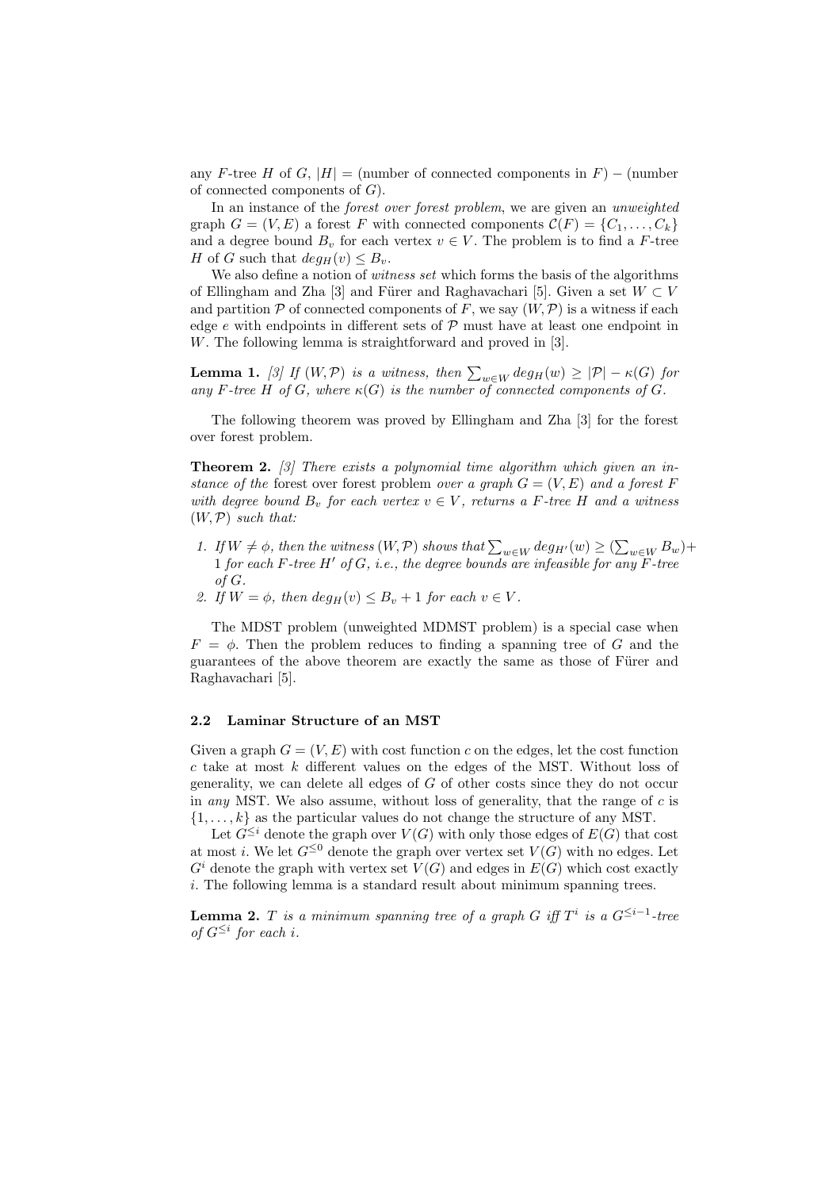any $F$-tree $H$ of $G$, $|H|$ = (number of connected components in $F$) − (number of connected components of $G$).

In an instance of the *forest over forest problem*, we are given an *unweighted* graph $G = (V, E)$ a forest $F$ with connected components $\mathcal{C}(F) = \{C_1, \ldots, C_k\}$ and a degree bound $B_v$ for each vertex $v \in V$. The problem is to find a $F$-tree $H$ of $G$ such that $deg_H(v) \leq B_v$.

We also define a notion of *witness set* which forms the basis of the algorithms of Ellingham and Zha [3] and Fürer and Raghavachari [5]. Given a set $W \subset V$ and partition $\mathcal{P}$ of connected components of $F$, we say $(W, \mathcal{P})$ is a witness if each edge $e$ with endpoints in different sets of $\mathcal{P}$ must have at least one endpoint in $W$. The following lemma is straightforward and proved in [3].

**Lemma 1.** *[3] If $(W, \mathcal{P})$ is a witness, then $\sum_{w \in W} deg_H(w) \geq |\mathcal{P}| - \kappa(G)$ for any $F$-tree $H$ of $G$, where $\kappa(G)$ is the number of connected components of $G$.*

The following theorem was proved by Ellingham and Zha [3] for the forest over forest problem.

**Theorem 2.** *[3] There exists a polynomial time algorithm which given an instance of the* forest over forest problem *over a graph $G = (V, E)$ and a forest $F$ with degree bound $B_v$ for each vertex $v \in V$, returns a $F$-tree $H$ and a witness $(W, \mathcal{P})$ such that:*

1. *If $W \neq \phi$, then the witness $(W, \mathcal{P})$ shows that $\sum_{w \in W} deg_{H'}(w) \geq (\sum_{w \in W} B_w) + 1$ for each $F$-tree $H'$ of $G$, i.e., the degree bounds are infeasible for any $F$-tree of $G$.*
2. *If $W = \phi$, then $deg_H(v) \leq B_v + 1$ for each $v \in V$.*

The MDST problem (unweighted MDMST problem) is a special case when $F = \phi$. Then the problem reduces to finding a spanning tree of $G$ and the guarantees of the above theorem are exactly the same as those of Fürer and Raghavachari [5].

### 2.2 Laminar Structure of an MST

Given a graph $G = (V, E)$ with cost function $c$ on the edges, let the cost function $c$ take at most $k$ different values on the edges of the MST. Without loss of generality, we can delete all edges of $G$ of other costs since they do not occur in *any* MST. We also assume, without loss of generality, that the range of $c$ is $\{1, \ldots, k\}$ as the particular values do not change the structure of any MST.

Let $G^{\leq i}$ denote the graph over $V(G)$ with only those edges of $E(G)$ that cost at most $i$. We let $G^{\leq 0}$ denote the graph over vertex set $V(G)$ with no edges. Let $G^i$ denote the graph with vertex set $V(G)$ and edges in $E(G)$ which cost exactly $i$. The following lemma is a standard result about minimum spanning trees.

**Lemma 2.** *$T$ is a minimum spanning tree of a graph $G$ iff $T^i$ is a $G^{\leq i-1}$-tree of $G^{\leq i}$ for each $i$.*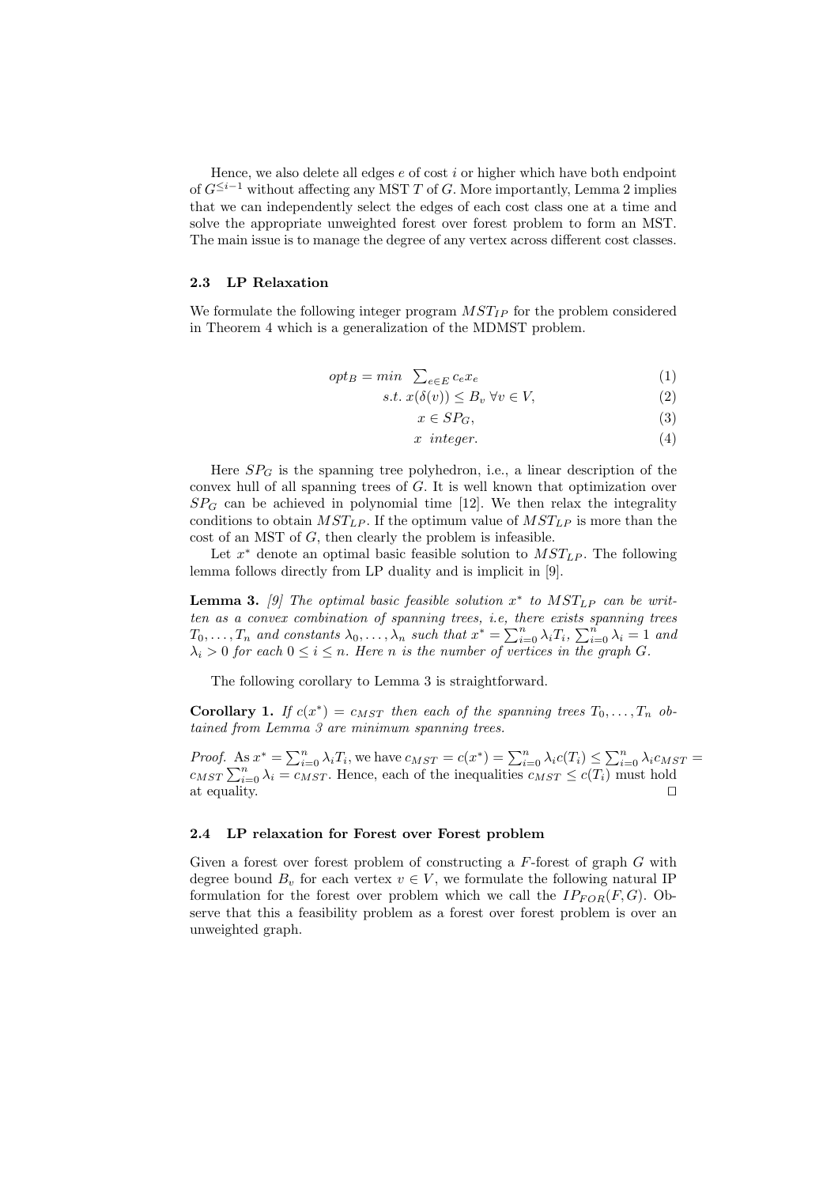Hence, we also delete all edges $e$ of cost $i$ or higher which have both endpoint of $G^{\leq i-1}$ without affecting any MST $T$ of $G$. More importantly, Lemma 2 implies that we can independently select the edges of each cost class one at a time and solve the appropriate unweighted forest over forest problem to form an MST. The main issue is to manage the degree of any vertex across different cost classes.

### 2.3 LP Relaxation

We formulate the following integer program $MST_{IP}$ for the problem considered in Theorem 4 which is a generalization of the MDMST problem.

$$opt_B = min \ \sum_{e \in E} c_e x_e \tag{1}$$

$$s.t. \ x(\delta(v)) \leq B_v \ \forall v \in V, \tag{2}$$

$$x \in SP_G, \tag{3}$$

$$x \ \ integer. \tag{4}$$

Here $SP_G$ is the spanning tree polyhedron, i.e., a linear description of the convex hull of all spanning trees of $G$. It is well known that optimization over $SP_G$ can be achieved in polynomial time [12]. We then relax the integrality conditions to obtain $MST_{LP}$. If the optimum value of $MST_{LP}$ is more than the cost of an MST of $G$, then clearly the problem is infeasible.

Let $x^*$ denote an optimal basic feasible solution to $MST_{LP}$. The following lemma follows directly from LP duality and is implicit in [9].

**Lemma 3.** *[9] The optimal basic feasible solution $x^*$ to $MST_{LP}$ can be written as a convex combination of spanning trees, i.e, there exists spanning trees $T_0, \ldots, T_n$ and constants $\lambda_0, \ldots, \lambda_n$ such that $x^* = \sum_{i=0}^{n} \lambda_i T_i$, $\sum_{i=0}^{n} \lambda_i = 1$ and $\lambda_i > 0$ for each $0 \leq i \leq n$. Here $n$ is the number of vertices in the graph $G$.*

The following corollary to Lemma 3 is straightforward.

**Corollary 1.** *If $c(x^*) = c_{MST}$ then each of the spanning trees $T_0, \ldots, T_n$ obtained from Lemma 3 are minimum spanning trees.*

*Proof.* As $x^* = \sum_{i=0}^{n} \lambda_i T_i$, we have $c_{MST} = c(x^*) = \sum_{i=0}^{n} \lambda_i c(T_i) \leq \sum_{i=0}^{n} \lambda_i c_{MST} = c_{MST} \sum_{i=0}^{n} \lambda_i = c_{MST}$. Hence, each of the inequalities $c_{MST} \leq c(T_i)$ must hold at equality. □

### 2.4 LP relaxation for Forest over Forest problem

Given a forest over forest problem of constructing a $F$-forest of graph $G$ with degree bound $B_v$ for each vertex $v \in V$, we formulate the following natural IP formulation for the forest over problem which we call the $IP_{FOR}(F, G)$. Observe that this a feasibility problem as a forest over forest problem is over an unweighted graph.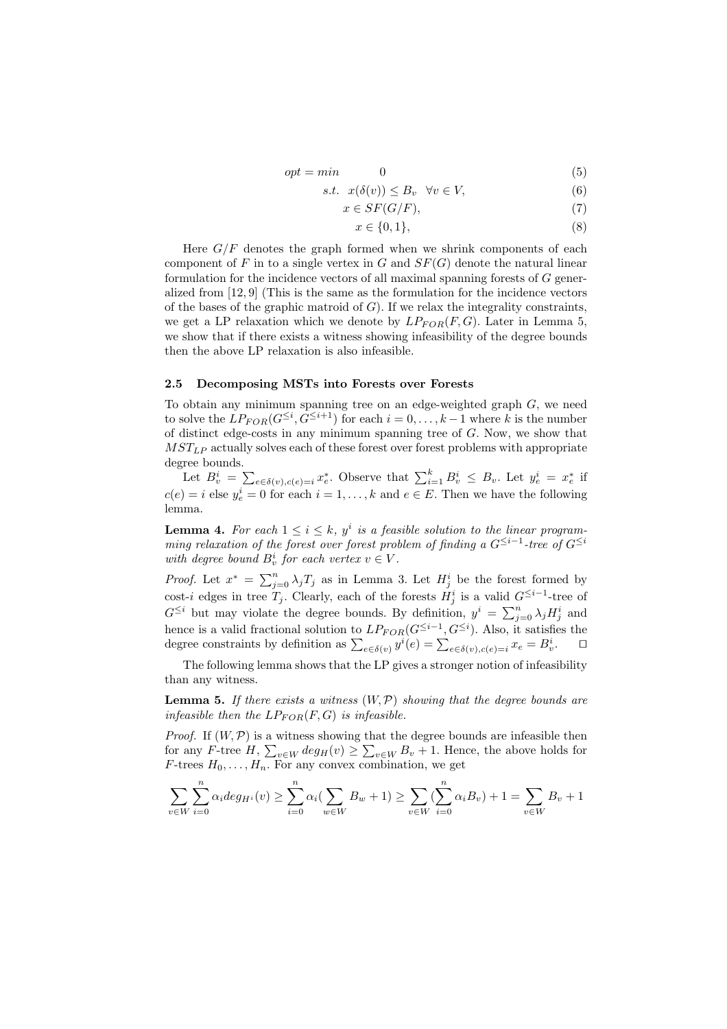$$
\begin{aligned}
opt = min \quad & 0 & (5)\\
s.t. \quad & x(\delta(v)) \leq B_v \quad \forall v \in V, & (6)\\
& x \in SF(G/F), & (7)\\
& x \in \{0, 1\}, & (8)
\end{aligned}
$$

Here $G/F$ denotes the graph formed when we shrink components of each component of $F$ in to a single vertex in $G$ and $SF(G)$ denote the natural linear formulation for the incidence vectors of all maximal spanning forests of $G$ generalized from [12, 9] (This is the same as the formulation for the incidence vectors of the bases of the graphic matroid of $G$). If we relax the integrality constraints, we get a LP relaxation which we denote by $LP_{FOR}(F, G)$. Later in Lemma 5, we show that if there exists a witness showing infeasibility of the degree bounds then the above LP relaxation is also infeasible.

### 2.5 Decomposing MSTs into Forests over Forests

To obtain any minimum spanning tree on an edge-weighted graph $G$, we need to solve the $LP_{FOR}(G^{\leq i}, G^{\leq i+1})$ for each $i = 0, \ldots, k-1$ where $k$ is the number of distinct edge-costs in any minimum spanning tree of $G$. Now, we show that $MST_{LP}$ actually solves each of these forest over forest problems with appropriate degree bounds.

Let $B_v^i = \sum_{e \in \delta(v), c(e)=i} x_e^*$. Observe that $\sum_{i=1}^{k} B_v^i \leq B_v$. Let $y_e^i = x_e^*$ if $c(e) = i$ else $y_e^i = 0$ for each $i = 1, \ldots, k$ and $e \in E$. Then we have the following lemma.

**Lemma 4.** *For each $1 \leq i \leq k$, $y^i$ is a feasible solution to the linear programming relaxation of the forest over forest problem of finding a $G^{\leq i-1}$-tree of $G^{\leq i}$ with degree bound $B_v^i$ for each vertex $v \in V$.*

*Proof.* Let $x^* = \sum_{j=0}^{n} \lambda_j T_j$ as in Lemma 3. Let $H_j^i$ be the forest formed by cost-$i$ edges in tree $T_j$. Clearly, each of the forests $H_j^i$ is a valid $G^{\leq i-1}$-tree of $G^{\leq i}$ but may violate the degree bounds. By definition, $y^i = \sum_{j=0}^{n} \lambda_j H_j^i$ and hence is a valid fractional solution to $LP_{FOR}(G^{\leq i-1}, G^{\leq i})$. Also, it satisfies the degree constraints by definition as $\sum_{e \in \delta(v)} y^i(e) = \sum_{e \in \delta(v), c(e)=i} x_e = B_v^i$. $\square$

The following lemma shows that the LP gives a stronger notion of infeasibility than any witness.

**Lemma 5.** *If there exists a witness $(W, \mathcal{P})$ showing that the degree bounds are infeasible then the $LP_{FOR}(F, G)$ is infeasible.*

*Proof.* If $(W, \mathcal{P})$ is a witness showing that the degree bounds are infeasible then for any $F$-tree $H$, $\sum_{v \in W} deg_H(v) \geq \sum_{v \in W} B_v + 1$. Hence, the above holds for $F$-trees $H_0, \ldots, H_n$. For any convex combination, we get

$$\sum_{v \in W} \sum_{i=0}^{n} \alpha_i deg_{H^i}(v) \geq \sum_{i=0}^{n} \alpha_i (\sum_{w \in W} B_w + 1) \geq \sum_{v \in W} (\sum_{i=0}^{n} \alpha_i B_v) + 1 = \sum_{v \in W} B_v + 1$$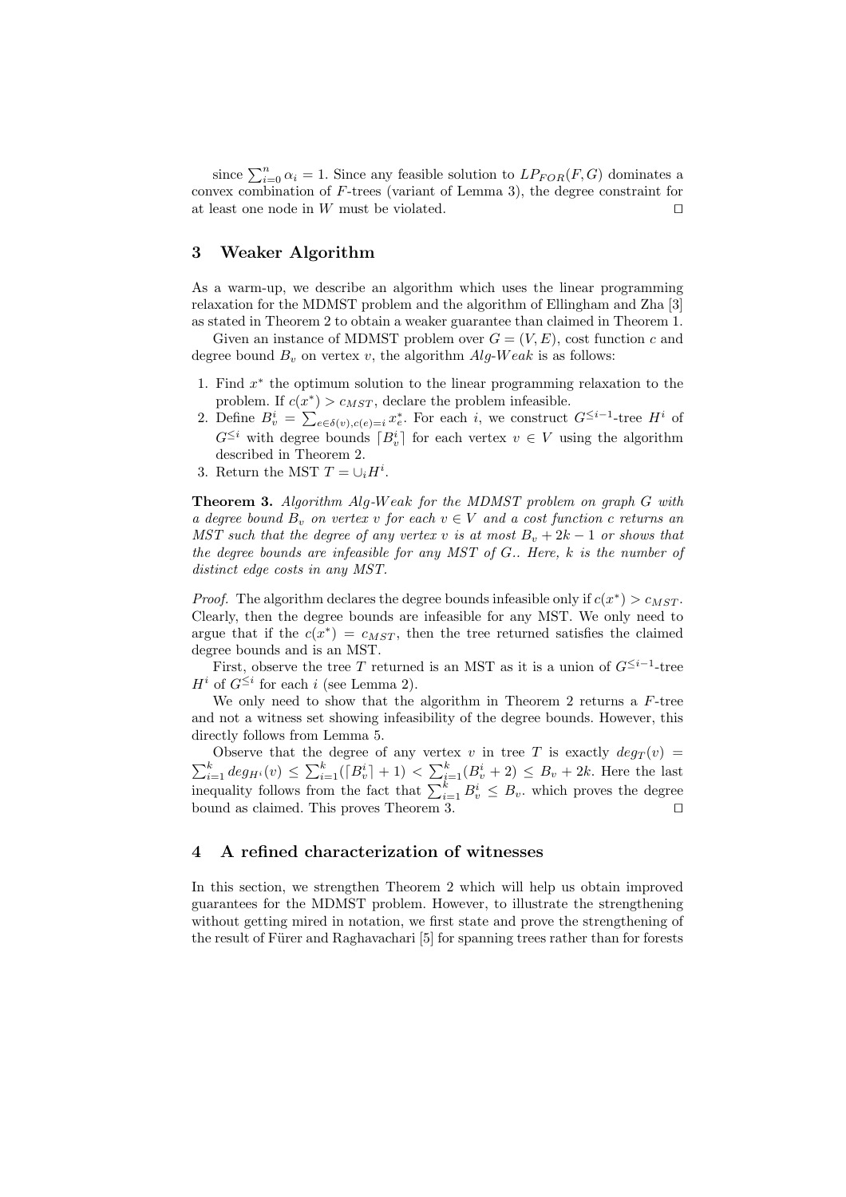since $\sum_{i=0}^{n} \alpha_i = 1$. Since any feasible solution to $LP_{FOR}(F, G)$ dominates a convex combination of $F$-trees (variant of Lemma 3), the degree constraint for at least one node in $W$ must be violated. ⊓⊔

## 3 Weaker Algorithm

As a warm-up, we describe an algorithm which uses the linear programming relaxation for the MDMST problem and the algorithm of Ellingham and Zha [3] as stated in Theorem 2 to obtain a weaker guarantee than claimed in Theorem 1.

Given an instance of MDMST problem over $G = (V, E)$, cost function $c$ and degree bound $B_v$ on vertex $v$, the algorithm *Alg-Weak* is as follows:

1. Find $x^*$ the optimum solution to the linear programming relaxation to the problem. If $c(x^*) > c_{MST}$, declare the problem infeasible.
2. Define $B_v^i = \sum_{e \in \delta(v), c(e)=i} x_e^*$. For each $i$, we construct $G^{\leq i-1}$-tree $H^i$ of $G^{\leq i}$ with degree bounds $\lceil B_v^i \rceil$ for each vertex $v \in V$ using the algorithm described in Theorem 2.
3. Return the MST $T = \cup_i H^i$.

**Theorem 3.** *Algorithm Alg-Weak for the MDMST problem on graph $G$ with a degree bound $B_v$ on vertex $v$ for each $v \in V$ and a cost function $c$ returns an MST such that the degree of any vertex $v$ is at most $B_v + 2k - 1$ or shows that the degree bounds are infeasible for any MST of $G$.. Here, $k$ is the number of distinct edge costs in any MST.*

*Proof.* The algorithm declares the degree bounds infeasible only if $c(x^*) > c_{MST}$. Clearly, then the degree bounds are infeasible for any MST. We only need to argue that if the $c(x^*) = c_{MST}$, then the tree returned satisfies the claimed degree bounds and is an MST.

First, observe the tree $T$ returned is an MST as it is a union of $G^{\leq i-1}$-tree $H^i$ of $G^{\leq i}$ for each $i$ (see Lemma 2).

We only need to show that the algorithm in Theorem 2 returns a $F$-tree and not a witness set showing infeasibility of the degree bounds. However, this directly follows from Lemma 5.

Observe that the degree of any vertex $v$ in tree $T$ is exactly $deg_T(v) = \sum_{i=1}^{k} deg_{H^i}(v) \leq \sum_{i=1}^{k} (\lceil B_v^i \rceil + 1) < \sum_{i=1}^{k} (B_v^i + 2) \leq B_v + 2k$. Here the last inequality follows from the fact that $\sum_{i=1}^{k} B_v^i \leq B_v$. which proves the degree bound as claimed. This proves Theorem 3. ⊓⊔

## 4 A refined characterization of witnesses

In this section, we strengthen Theorem 2 which will help us obtain improved guarantees for the MDMST problem. However, to illustrate the strengthening without getting mired in notation, we first state and prove the strengthening of the result of Fürer and Raghavachari [5] for spanning trees rather than for forests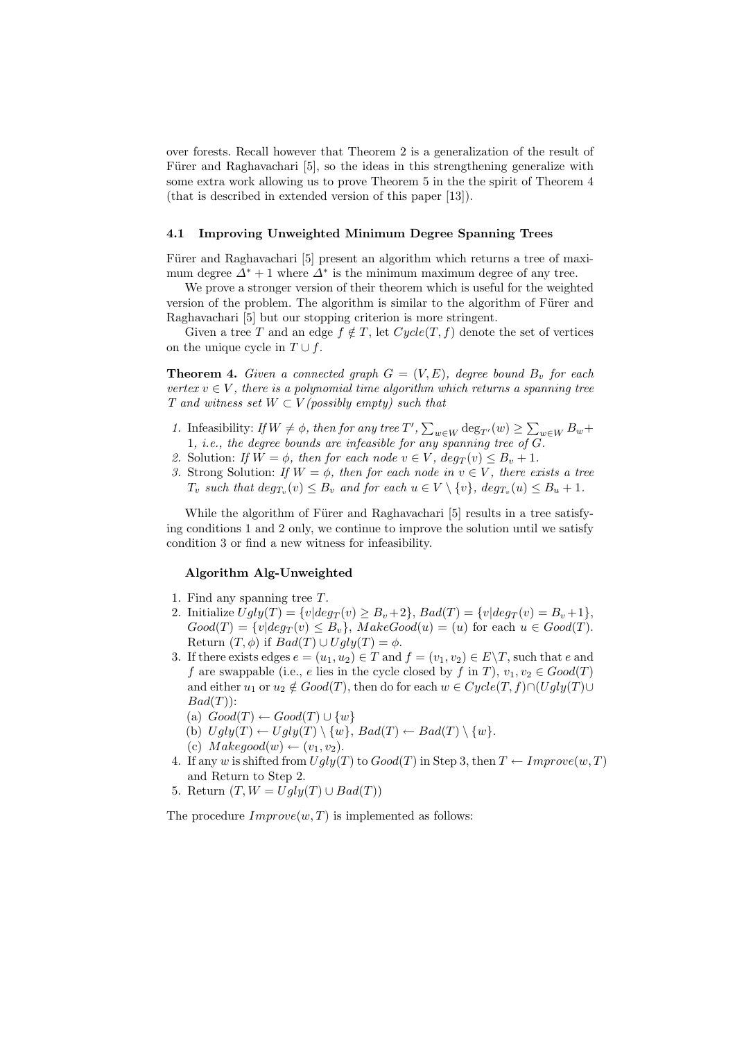over forests. Recall however that Theorem 2 is a generalization of the result of Fürer and Raghavachari [5], so the ideas in this strengthening generalize with some extra work allowing us to prove Theorem 5 in the the spirit of Theorem 4 (that is described in extended version of this paper [13]).

### 4.1 Improving Unweighted Minimum Degree Spanning Trees

Fürer and Raghavachari [5] present an algorithm which returns a tree of maximum degree $\Delta^* + 1$ where $\Delta^*$ is the minimum maximum degree of any tree.

We prove a stronger version of their theorem which is useful for the weighted version of the problem. The algorithm is similar to the algorithm of Fürer and Raghavachari [5] but our stopping criterion is more stringent.

Given a tree $T$ and an edge $f \notin T$, let $Cycle(T, f)$ denote the set of vertices on the unique cycle in $T \cup f$.

**Theorem 4.** *Given a connected graph $G = (V, E)$, degree bound $B_v$ for each vertex $v \in V$, there is a polynomial time algorithm which returns a spanning tree $T$ and witness set $W \subset V$ (possibly empty) such that*

1. Infeasibility: *If $W \neq \phi$, then for any tree $T'$, $\sum_{w \in W} \deg_{T'}(w) \geq \sum_{w \in W} B_w + 1$, i.e., the degree bounds are infeasible for any spanning tree of $G$.*
2. Solution: *If $W = \phi$, then for each node $v \in V$, $deg_T(v) \leq B_v + 1$.*
3. Strong Solution: *If $W = \phi$, then for each node in $v \in V$, there exists a tree $T_v$ such that $deg_{T_v}(v) \leq B_v$ and for each $u \in V \setminus \{v\}$, $deg_{T_v}(u) \leq B_u + 1$.*

While the algorithm of Fürer and Raghavachari [5] results in a tree satisfying conditions 1 and 2 only, we continue to improve the solution until we satisfy condition 3 or find a new witness for infeasibility.

**Algorithm Alg-Unweighted**

1. Find any spanning tree $T$.
2. Initialize $Ugly(T) = \{v | deg_T(v) \geq B_v + 2\}$, $Bad(T) = \{v | deg_T(v) = B_v + 1\}$, $Good(T) = \{v | deg_T(v) \leq B_v\}$, $MakeGood(u) = (u)$ for each $u \in Good(T)$. Return $(T, \phi)$ if $Bad(T) \cup Ugly(T) = \phi$.
3. If there exists edges $e = (u_1, u_2) \in T$ and $f = (v_1, v_2) \in E \setminus T$, such that $e$ and $f$ are swappable (i.e., $e$ lies in the cycle closed by $f$ in $T$), $v_1, v_2 \in Good(T)$ and either $u_1$ or $u_2 \notin Good(T)$, then do for each $w \in Cycle(T, f) \cap (Ugly(T) \cup Bad(T))$:
   (a) $Good(T) \leftarrow Good(T) \cup \{w\}$
   (b) $Ugly(T) \leftarrow Ugly(T) \setminus \{w\}$, $Bad(T) \leftarrow Bad(T) \setminus \{w\}$.
   (c) $Makegood(w) \leftarrow (v_1, v_2)$.
4. If any $w$ is shifted from $Ugly(T)$ to $Good(T)$ in Step 3, then $T \leftarrow Improve(w, T)$ and Return to Step 2.
5. Return $(T, W = Ugly(T) \cup Bad(T))$

The procedure $Improve(w, T)$ is implemented as follows: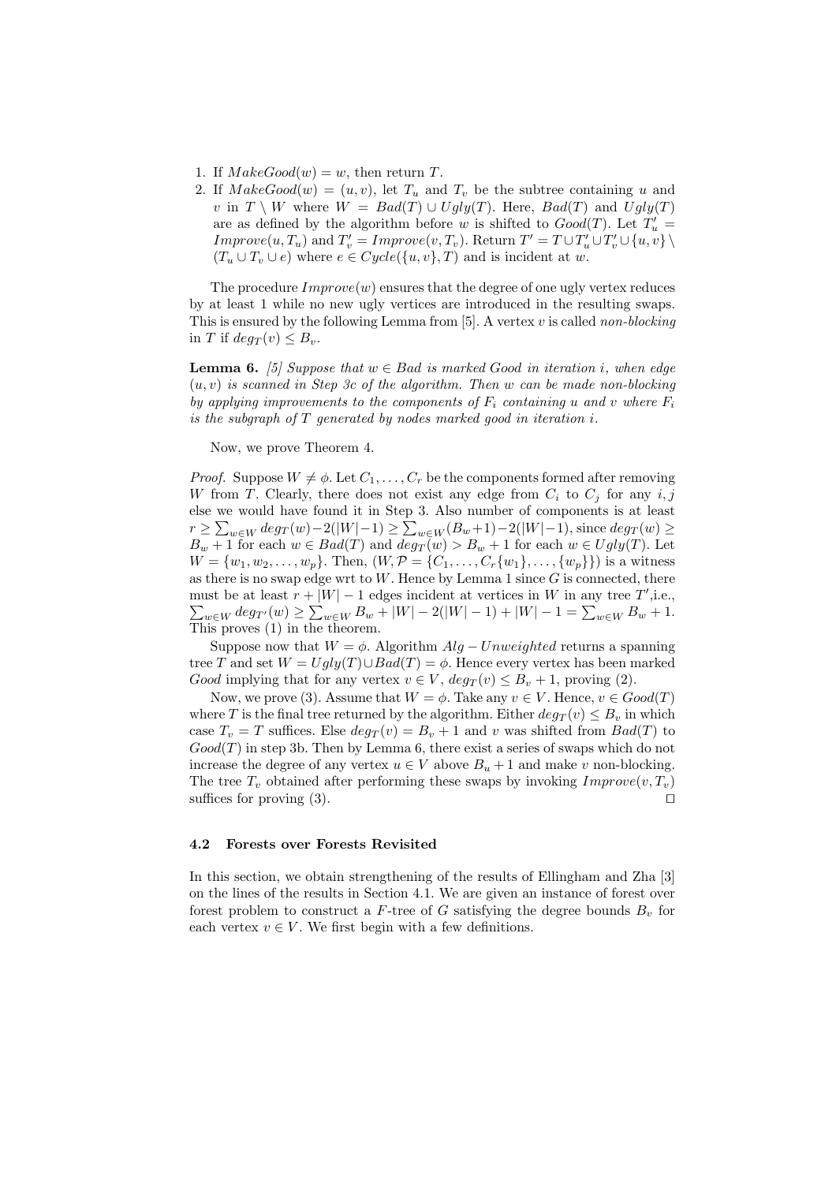1. If $MakeGood(w) = w$, then return $T$.
2. If $MakeGood(w) = (u, v)$, let $T_u$ and $T_v$ be the subtree containing $u$ and $v$ in $T \setminus W$ where $W = Bad(T) \cup Ugly(T)$. Here, $Bad(T)$ and $Ugly(T)$ are as defined by the algorithm before $w$ is shifted to $Good(T)$. Let $T'_u = Improve(u, T_u)$ and $T'_v = Improve(v, T_v)$. Return $T' = T \cup T'_u \cup T'_v \cup \{u, v\} \setminus (T_u \cup T_v \cup e)$ where $e \in Cycle(\{u, v\}, T)$ and is incident at $w$.

The procedure $Improve(w)$ ensures that the degree of one ugly vertex reduces by at least 1 while no new ugly vertices are introduced in the resulting swaps. This is ensured by the following Lemma from [5]. A vertex $v$ is called *non-blocking* in $T$ if $deg_T(v) \leq B_v$.

**Lemma 6.** *[5] Suppose that $w \in Bad$ is marked Good in iteration $i$, when edge $(u, v)$ is scanned in Step 3c of the algorithm. Then $w$ can be made non-blocking by applying improvements to the components of $F_i$ containing $u$ and $v$ where $F_i$ is the subgraph of $T$ generated by nodes marked good in iteration $i$.*

Now, we prove Theorem 4.

*Proof.* Suppose $W \neq \phi$. Let $C_1, \ldots, C_r$ be the components formed after removing $W$ from $T$. Clearly, there does not exist any edge from $C_i$ to $C_j$ for any $i, j$ else we would have found it in Step 3. Also number of components is at least $r \geq \sum_{w \in W} deg_T(w) - 2(|W|-1) \geq \sum_{w \in W}(B_w + 1) - 2(|W|-1)$, since $deg_T(w) \geq B_w + 1$ for each $w \in Bad(T)$ and $deg_T(w) > B_w + 1$ for each $w \in Ugly(T)$. Let $W = \{w_1, w_2, \ldots, w_p\}$. Then, $(W, \mathcal{P} = \{C_1, \ldots, C_r\{w_1\}, \ldots, \{w_p\}\})$ is a witness as there is no swap edge wrt to $W$. Hence by Lemma 1 since $G$ is connected, there must be at least $r + |W| - 1$ edges incident at vertices in $W$ in any tree $T'$,i.e., $\sum_{w \in W} deg_{T'}(w) \geq \sum_{w \in W} B_w + |W| - 2(|W| - 1) + |W| - 1 = \sum_{w \in W} B_w + 1$. This proves (1) in the theorem.

Suppose now that $W = \phi$. Algorithm $Alg - Unweighted$ returns a spanning tree $T$ and set $W = Ugly(T) \cup Bad(T) = \phi$. Hence every vertex has been marked *Good* implying that for any vertex $v \in V$, $deg_T(v) \leq B_v + 1$, proving (2).

Now, we prove (3). Assume that $W = \phi$. Take any $v \in V$. Hence, $v \in Good(T)$ where $T$ is the final tree returned by the algorithm. Either $deg_T(v) \leq B_v$ in which case $T_v = T$ suffices. Else $deg_T(v) = B_v + 1$ and $v$ was shifted from $Bad(T)$ to $Good(T)$ in step 3b. Then by Lemma 6, there exist a series of swaps which do not increase the degree of any vertex $u \in V$ above $B_u + 1$ and make $v$ non-blocking. The tree $T_v$ obtained after performing these swaps by invoking $Improve(v, T_v)$ suffices for proving (3). $\square$

### 4.2 Forests over Forests Revisited

In this section, we obtain strengthening of the results of Ellingham and Zha [3] on the lines of the results in Section 4.1. We are given an instance of forest over forest problem to construct a $F$-tree of $G$ satisfying the degree bounds $B_v$ for each vertex $v \in V$. We first begin with a few definitions.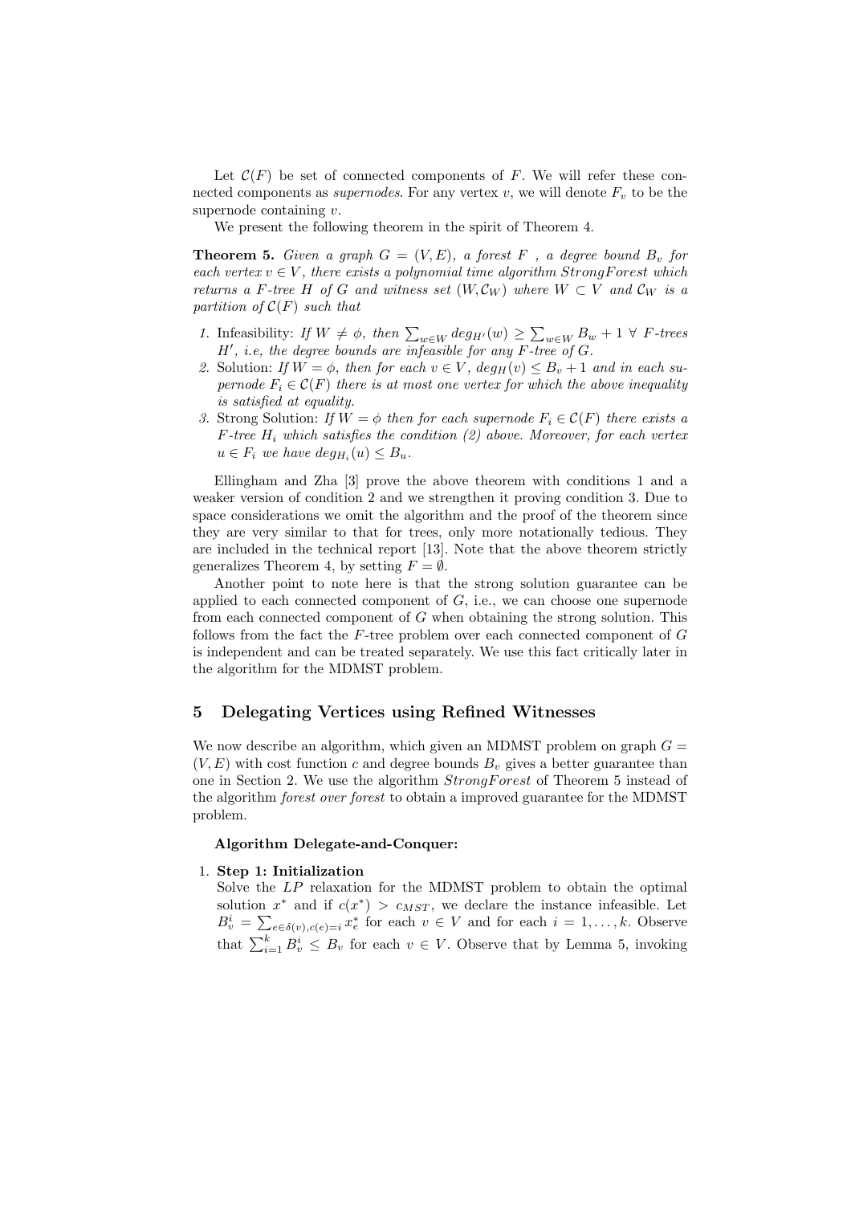Let $\mathcal{C}(F)$ be set of connected components of $F$. We will refer these connected components as *supernodes*. For any vertex $v$, we will denote $F_v$ to be the supernode containing $v$.

We present the following theorem in the spirit of Theorem 4.

**Theorem 5.** *Given a graph $G = (V, E)$, a forest $F$, a degree bound $B_v$ for each vertex $v \in V$, there exists a polynomial time algorithm StrongForest which returns a $F$-tree $H$ of $G$ and witness set $(W, \mathcal{C}_W)$ where $W \subset V$ and $\mathcal{C}_W$ is a partition of $\mathcal{C}(F)$ such that*

1. Infeasibility: *If $W \neq \phi$, then $\sum_{w \in W} deg_{H'}(w) \geq \sum_{w \in W} B_w + 1 \; \forall$ $F$-trees $H'$, i.e, the degree bounds are infeasible for any $F$-tree of $G$.*
2. Solution: *If $W = \phi$, then for each $v \in V$, $deg_H(v) \leq B_v + 1$ and in each supernode $F_i \in \mathcal{C}(F)$ there is at most one vertex for which the above inequality is satisfied at equality.*
3. Strong Solution: *If $W = \phi$ then for each supernode $F_i \in \mathcal{C}(F)$ there exists a $F$-tree $H_i$ which satisfies the condition (2) above. Moreover, for each vertex $u \in F_i$ we have $deg_{H_i}(u) \leq B_u$.*

Ellingham and Zha [3] prove the above theorem with conditions 1 and a weaker version of condition 2 and we strengthen it proving condition 3. Due to space considerations we omit the algorithm and the proof of the theorem since they are very similar to that for trees, only more notationally tedious. They are included in the technical report [13]. Note that the above theorem strictly generalizes Theorem 4, by setting $F = \emptyset$.

Another point to note here is that the strong solution guarantee can be applied to each connected component of $G$, i.e., we can choose one supernode from each connected component of $G$ when obtaining the strong solution. This follows from the fact the $F$-tree problem over each connected component of $G$ is independent and can be treated separately. We use this fact critically later in the algorithm for the MDMST problem.

## 5 Delegating Vertices using Refined Witnesses

We now describe an algorithm, which given an MDMST problem on graph $G = (V, E)$ with cost function $c$ and degree bounds $B_v$ gives a better guarantee than one in Section 2. We use the algorithm *StrongForest* of Theorem 5 instead of the algorithm *forest over forest* to obtain a improved guarantee for the MDMST problem.

**Algorithm Delegate-and-Conquer:**

1. **Step 1: Initialization**
   Solve the $LP$ relaxation for the MDMST problem to obtain the optimal solution $x^*$ and if $c(x^*) > c_{MST}$, we declare the instance infeasible. Let $B_v^i = \sum_{e \in \delta(v), c(e) = i} x_e^*$ for each $v \in V$ and for each $i = 1, \ldots, k$. Observe that $\sum_{i=1}^{k} B_v^i \leq B_v$ for each $v \in V$. Observe that by Lemma 5, invoking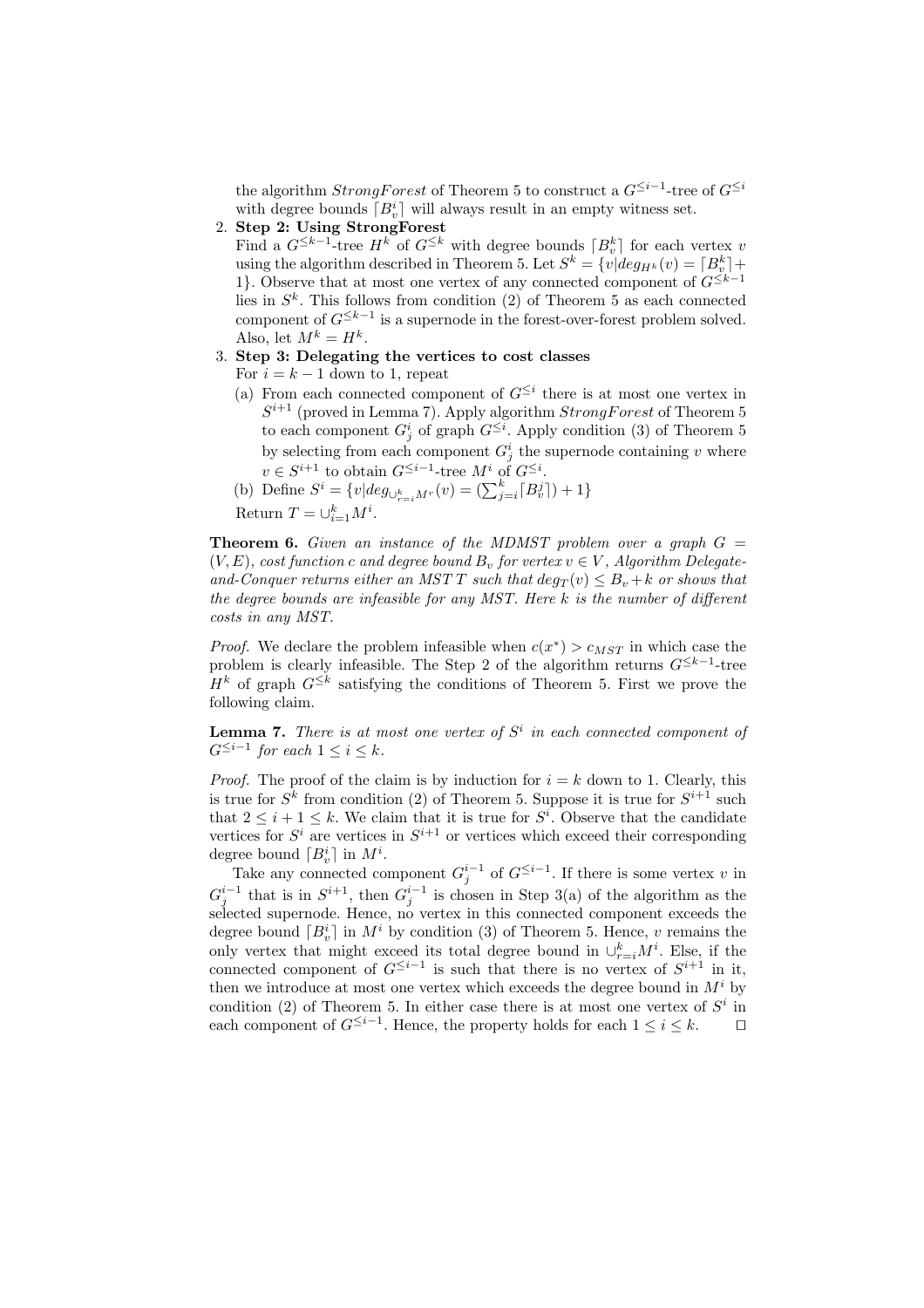the algorithm $StrongForest$ of Theorem 5 to construct a $G^{\leq i-1}$-tree of $G^{\leq i}$ with degree bounds $\lceil B_v^i \rceil$ will always result in an empty witness set.

2. **Step 2: Using StrongForest**
   Find a $G^{\leq k-1}$-tree $H^k$ of $G^{\leq k}$ with degree bounds $\lceil B_v^k \rceil$ for each vertex $v$ using the algorithm described in Theorem 5. Let $S^k = \{v | deg_{H^k}(v) = \lceil B_v^k \rceil + 1\}$. Observe that at most one vertex of any connected component of $G^{\leq k-1}$ lies in $S^k$. This follows from condition (2) of Theorem 5 as each connected component of $G^{\leq k-1}$ is a supernode in the forest-over-forest problem solved. Also, let $M^k = H^k$.
3. **Step 3: Delegating the vertices to cost classes**
   For $i = k-1$ down to 1, repeat
   (a) From each connected component of $G^{\leq i}$ there is at most one vertex in $S^{i+1}$ (proved in Lemma 7). Apply algorithm $StrongForest$ of Theorem 5 to each component $G_j^i$ of graph $G^{\leq i}$. Apply condition (3) of Theorem 5 by selecting from each component $G_j^i$ the supernode containing $v$ where $v \in S^{i+1}$ to obtain $G^{\leq i-1}$-tree $M^i$ of $G^{\leq i}$.
   (b) Define $S^i = \{v | deg_{\cup_{r=i}^k M^r}(v) = (\sum_{j=i}^k \lceil B_v^j \rceil) + 1\}$
   Return $T = \cup_{i=1}^k M^i$.

**Theorem 6.** *Given an instance of the MDMST problem over a graph $G = (V, E)$, cost function c and degree bound $B_v$ for vertex $v \in V$, Algorithm Delegate-and-Conquer returns either an MST T such that $deg_T(v) \leq B_v + k$ or shows that the degree bounds are infeasible for any MST. Here k is the number of different costs in any MST.*

*Proof.* We declare the problem infeasible when $c(x^*) > c_{MST}$ in which case the problem is clearly infeasible. The Step 2 of the algorithm returns $G^{\leq k-1}$-tree $H^k$ of graph $G^{\leq k}$ satisfying the conditions of Theorem 5. First we prove the following claim.

**Lemma 7.** *There is at most one vertex of $S^i$ in each connected component of $G^{\leq i-1}$ for each $1 \leq i \leq k$.*

*Proof.* The proof of the claim is by induction for $i = k$ down to 1. Clearly, this is true for $S^k$ from condition (2) of Theorem 5. Suppose it is true for $S^{i+1}$ such that $2 \leq i+1 \leq k$. We claim that it is true for $S^i$. Observe that the candidate vertices for $S^i$ are vertices in $S^{i+1}$ or vertices which exceed their corresponding degree bound $\lceil B_v^i \rceil$ in $M^i$.

Take any connected component $G_j^{i-1}$ of $G^{\leq i-1}$. If there is some vertex $v$ in $G_j^{i-1}$ that is in $S^{i+1}$, then $G_j^{i-1}$ is chosen in Step 3(a) of the algorithm as the selected supernode. Hence, no vertex in this connected component exceeds the degree bound $\lceil B_v^i \rceil$ in $M^i$ by condition (3) of Theorem 5. Hence, $v$ remains the only vertex that might exceed its total degree bound in $\cup_{r=i}^k M^i$. Else, if the connected component of $G^{\leq i-1}$ is such that there is no vertex of $S^{i+1}$ in it, then we introduce at most one vertex which exceeds the degree bound in $M^i$ by condition (2) of Theorem 5. In either case there is at most one vertex of $S^i$ in each component of $G^{\leq i-1}$. Hence, the property holds for each $1 \leq i \leq k$. □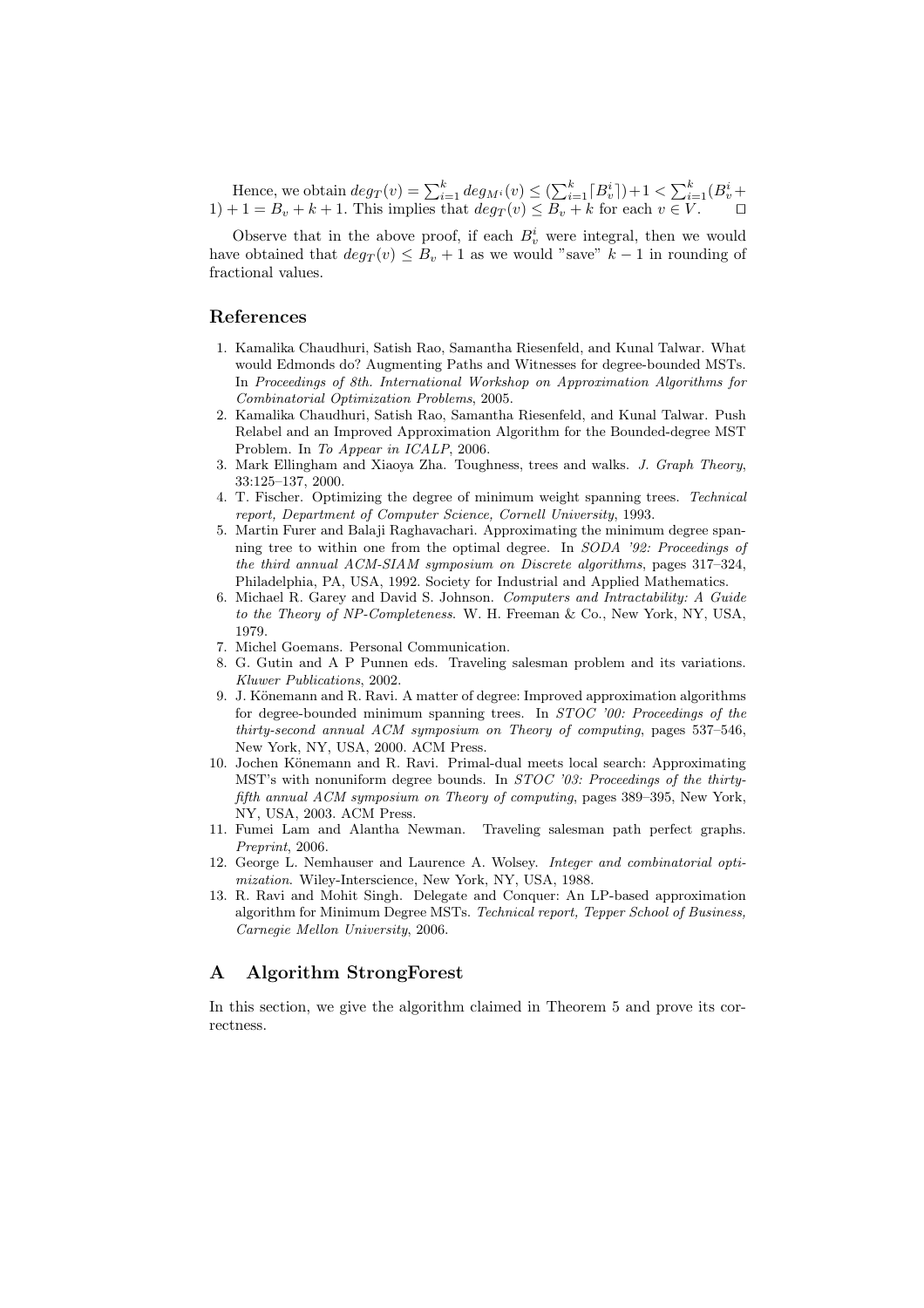Hence, we obtain $deg_T(v) = \sum_{i=1}^{k} deg_{M^i}(v) \leq (\sum_{i=1}^{k} \lceil B_v^i \rceil) + 1 < \sum_{i=1}^{k} (B_v^i + 1) + 1 = B_v + k + 1$. This implies that $deg_T(v) \leq B_v + k$ for each $v \in V$. □

Observe that in the above proof, if each $B_v^i$ were integral, then we would have obtained that $deg_T(v) \leq B_v + 1$ as we would "save" $k - 1$ in rounding of fractional values.

## References

1. Kamalika Chaudhuri, Satish Rao, Samantha Riesenfeld, and Kunal Talwar. What would Edmonds do? Augmenting Paths and Witnesses for degree-bounded MSTs. In *Proceedings of 8th. International Workshop on Approximation Algorithms for Combinatorial Optimization Problems*, 2005.
2. Kamalika Chaudhuri, Satish Rao, Samantha Riesenfeld, and Kunal Talwar. Push Relabel and an Improved Approximation Algorithm for the Bounded-degree MST Problem. In *To Appear in ICALP*, 2006.
3. Mark Ellingham and Xiaoya Zha. Toughness, trees and walks. *J. Graph Theory*, 33:125–137, 2000.
4. T. Fischer. Optimizing the degree of minimum weight spanning trees. *Technical report, Department of Computer Science, Cornell University*, 1993.
5. Martin Furer and Balaji Raghavachari. Approximating the minimum degree spanning tree to within one from the optimal degree. In *SODA '92: Proceedings of the third annual ACM-SIAM symposium on Discrete algorithms*, pages 317–324, Philadelphia, PA, USA, 1992. Society for Industrial and Applied Mathematics.
6. Michael R. Garey and David S. Johnson. *Computers and Intractability: A Guide to the Theory of NP-Completeness*. W. H. Freeman & Co., New York, NY, USA, 1979.
7. Michel Goemans. Personal Communication.
8. G. Gutin and A P Punnen eds. Traveling salesman problem and its variations. *Kluwer Publications*, 2002.
9. J. Könemann and R. Ravi. A matter of degree: Improved approximation algorithms for degree-bounded minimum spanning trees. In *STOC '00: Proceedings of the thirty-second annual ACM symposium on Theory of computing*, pages 537–546, New York, NY, USA, 2000. ACM Press.
10. Jochen Könemann and R. Ravi. Primal-dual meets local search: Approximating MST's with nonuniform degree bounds. In *STOC '03: Proceedings of the thirty-fifth annual ACM symposium on Theory of computing*, pages 389–395, New York, NY, USA, 2003. ACM Press.
11. Fumei Lam and Alantha Newman. Traveling salesman path perfect graphs. *Preprint*, 2006.
12. George L. Nemhauser and Laurence A. Wolsey. *Integer and combinatorial optimization*. Wiley-Interscience, New York, NY, USA, 1988.
13. R. Ravi and Mohit Singh. Delegate and Conquer: An LP-based approximation algorithm for Minimum Degree MSTs. *Technical report, Tepper School of Business, Carnegie Mellon University*, 2006.

## A Algorithm StrongForest

In this section, we give the algorithm claimed in Theorem 5 and prove its correctness.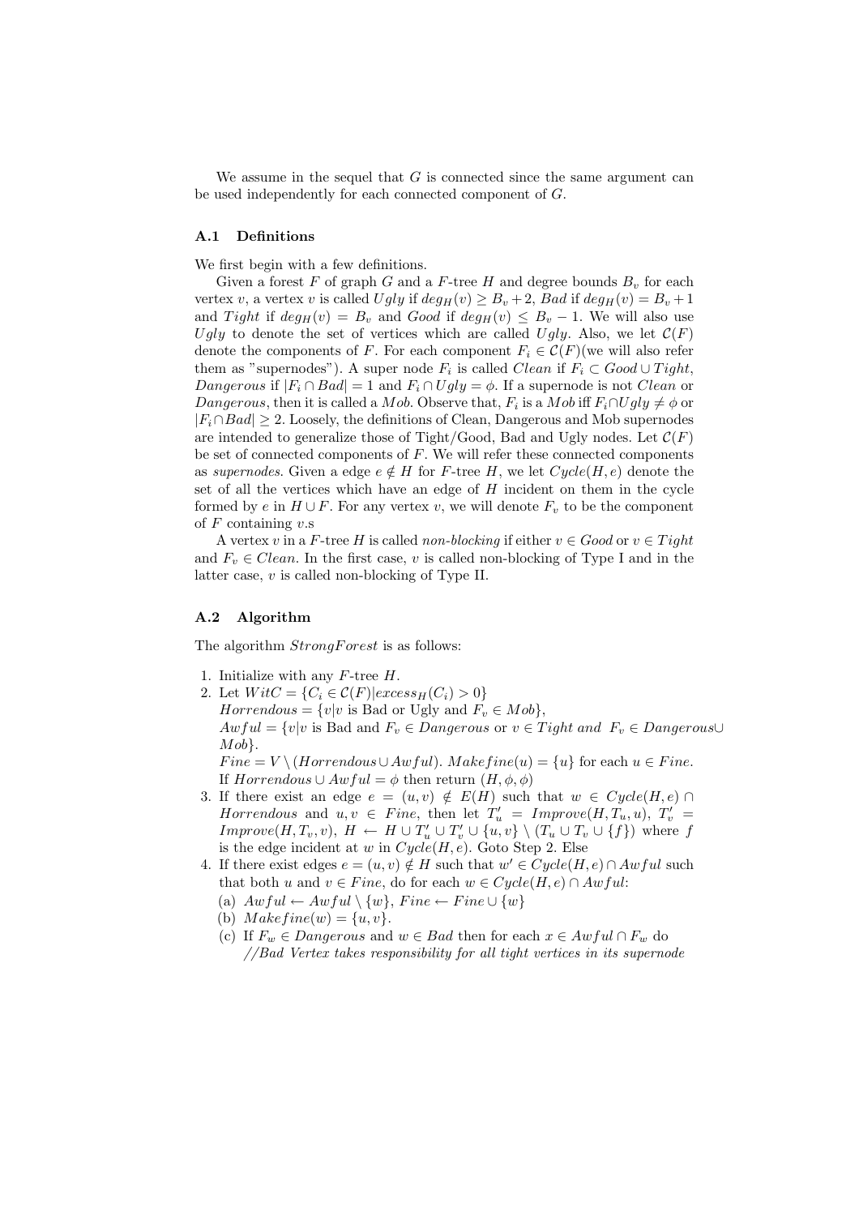We assume in the sequel that $G$ is connected since the same argument can be used independently for each connected component of $G$.

### A.1 Definitions

We first begin with a few definitions.

Given a forest $F$ of graph $G$ and a $F$-tree $H$ and degree bounds $B_v$ for each vertex $v$, a vertex $v$ is called $Ugly$ if $deg_H(v) \geq B_v + 2$, $Bad$ if $deg_H(v) = B_v + 1$ and $Tight$ if $deg_H(v) = B_v$ and $Good$ if $deg_H(v) \leq B_v - 1$. We will also use $Ugly$ to denote the set of vertices which are called $Ugly$. Also, we let $\mathcal{C}(F)$ denote the components of $F$. For each component $F_i \in \mathcal{C}(F)$(we will also refer them as "supernodes"). A super node $F_i$ is called $Clean$ if $F_i \subset Good \cup Tight$, $Dangerous$ if $|F_i \cap Bad| = 1$ and $F_i \cap Ugly = \phi$. If a supernode is not $Clean$ or $Dangerous$, then it is called a $Mob$. Observe that, $F_i$ is a $Mob$ iff $F_i \cap Ugly \neq \phi$ or $|F_i \cap Bad| \geq 2$. Loosely, the definitions of Clean, Dangerous and Mob supernodes are intended to generalize those of Tight/Good, Bad and Ugly nodes. Let $\mathcal{C}(F)$ be set of connected components of $F$. We will refer these connected components as *supernodes*. Given a edge $e \notin H$ for $F$-tree $H$, we let $Cycle(H, e)$ denote the set of all the vertices which have an edge of $H$ incident on them in the cycle formed by $e$ in $H \cup F$. For any vertex $v$, we will denote $F_v$ to be the component of $F$ containing $v$.s

A vertex $v$ in a $F$-tree $H$ is called *non-blocking* if either $v \in Good$ or $v \in Tight$ and $F_v \in Clean$. In the first case, $v$ is called non-blocking of Type I and in the latter case, $v$ is called non-blocking of Type II.

### A.2 Algorithm

The algorithm $StrongForest$ is as follows:

1. Initialize with any $F$-tree $H$.
2. Let $WitC = \{C_i \in \mathcal{C}(F) | excess_H(C_i) > 0\}$
   $Horrendous = \{v | v$ is Bad or Ugly and $F_v \in Mob\}$,
   $Awful = \{v | v$ is Bad and $F_v \in Dangerous$ or $v \in Tight$ *and* $F_v \in Dangerous \cup Mob\}$.
   $Fine = V \setminus (Horrendous \cup Awful)$. $Makefine(u) = \{u\}$ for each $u \in Fine$.
   If $Horrendous \cup Awful = \phi$ then return $(H, \phi, \phi)$
3. If there exist an edge $e = (u, v) \notin E(H)$ such that $w \in Cycle(H, e) \cap Horrendous$ and $u, v \in Fine$, then let $T'_u = Improve(H, T_u, u)$, $T'_v = Improve(H, T_v, v)$, $H \leftarrow H \cup T'_u \cup T'_v \cup \{u, v\} \setminus (T_u \cup T_v \cup \{f\})$ where $f$ is the edge incident at $w$ in $Cycle(H, e)$. Goto Step 2. Else
4. If there exist edges $e = (u, v) \notin H$ such that $w' \in Cycle(H, e) \cap Awful$ such that both $u$ and $v \in Fine$, do for each $w \in Cycle(H, e) \cap Awful$:
   (a) $Awful \leftarrow Awful \setminus \{w\}$, $Fine \leftarrow Fine \cup \{w\}$
   (b) $Makefine(w) = \{u, v\}$.
   (c) If $F_w \in Dangerous$ and $w \in Bad$ then for each $x \in Awful \cap F_w$ do
   *//Bad Vertex takes responsibility for all tight vertices in its supernode*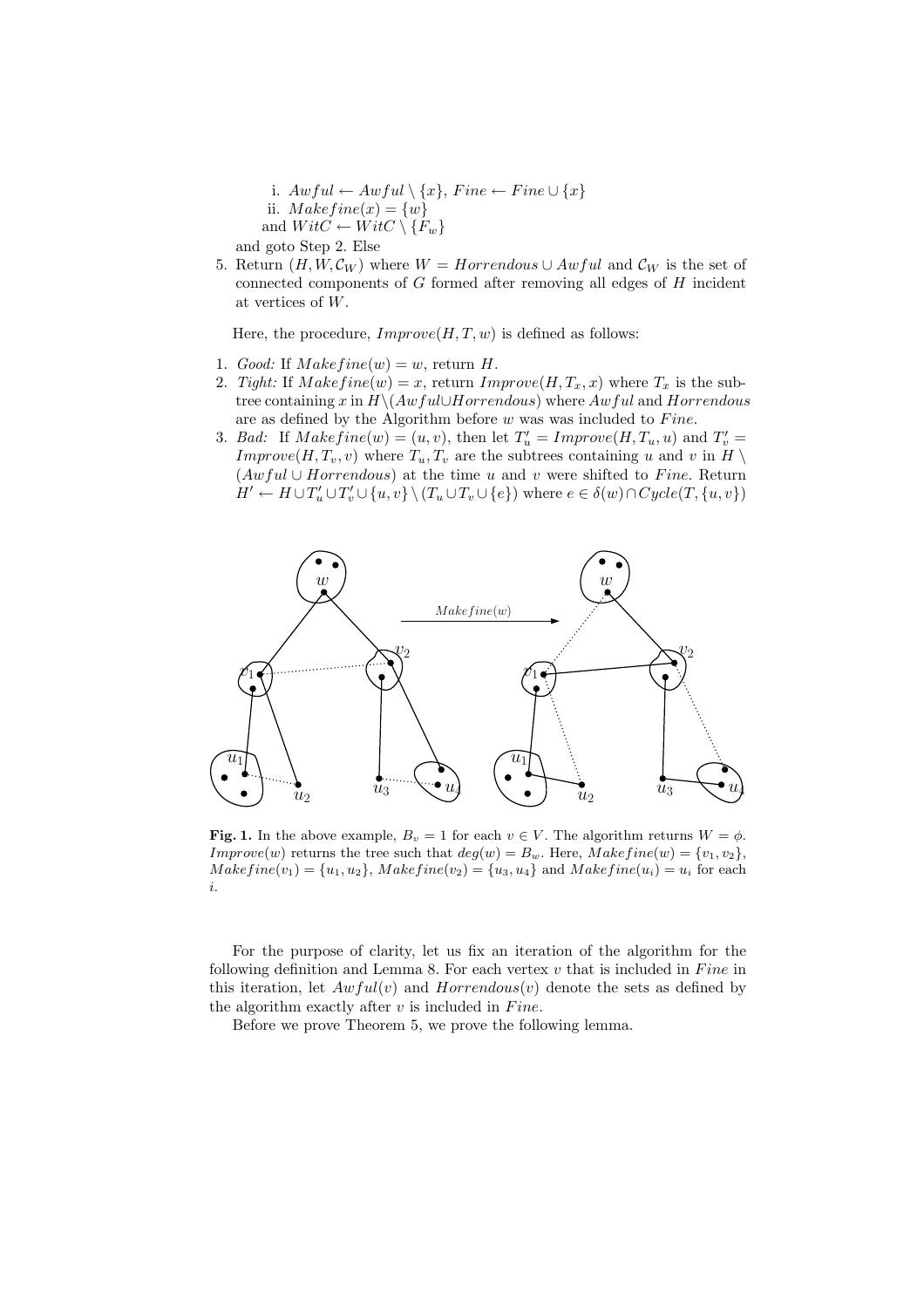i. $Awful \leftarrow Awful \setminus \{x\}$, $Fine \leftarrow Fine \cup \{x\}$

ii. $Makefine(x) = \{w\}$

and $WitC \leftarrow WitC \setminus \{F_w\}$

and goto Step 2. Else

5. Return $(H, W, \mathcal{C}_W)$ where $W = Horrendous \cup Awful$ and $\mathcal{C}_W$ is the set of connected components of $G$ formed after removing all edges of $H$ incident at vertices of $W$.

Here, the procedure, $Improve(H, T, w)$ is defined as follows:

1. *Good:* If $Makefine(w) = w$, return $H$.
2. *Tight:* If $Makefine(w) = x$, return $Improve(H, T_x, x)$ where $T_x$ is the subtree containing $x$ in $H \setminus (Awful \cup Horrendous)$ where $Awful$ and $Horrendous$ are as defined by the Algorithm before $w$ was was included to $Fine$.
3. *Bad:* If $Makefine(w) = (u, v)$, then let $T'_u = Improve(H, T_u, u)$ and $T'_v = Improve(H, T_v, v)$ where $T_u, T_v$ are the subtrees containing $u$ and $v$ in $H \setminus (Awful \cup Horrendous)$ at the time $u$ and $v$ were shifted to $Fine$. Return $H' \leftarrow H \cup T'_u \cup T'_v \cup \{u, v\} \setminus (T_u \cup T_v \cup \{e\})$ where $e \in \delta(w) \cap Cycle(T, \{u, v\})$

**Fig. 1.** In the above example, $B_v = 1$ for each $v \in V$. The algorithm returns $W = \phi$. $Improve(w)$ returns the tree such that $deg(w) = B_w$. Here, $Makefine(w) = \{v_1, v_2\}$, $Makefine(v_1) = \{u_1, u_2\}$, $Makefine(v_2) = \{u_3, u_4\}$ and $Makefine(u_i) = u_i$ for each $i$.

For the purpose of clarity, let us fix an iteration of the algorithm for the following definition and Lemma 8. For each vertex $v$ that is included in $Fine$ in this iteration, let $Awful(v)$ and $Horrendous(v)$ denote the sets as defined by the algorithm exactly after $v$ is included in $Fine$.

Before we prove Theorem 5, we prove the following lemma.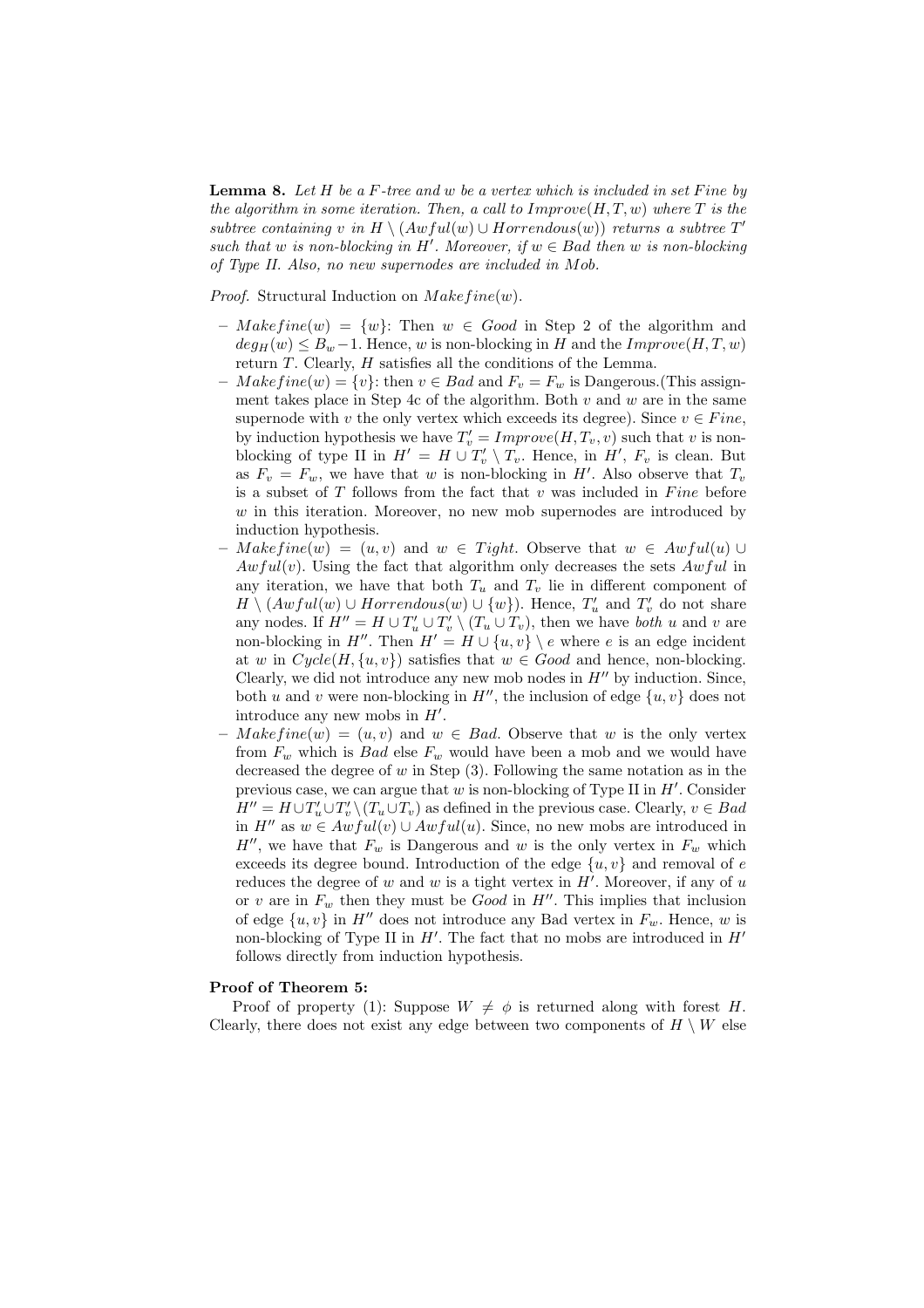**Lemma 8.** *Let $H$ be a $F$-tree and $w$ be a vertex which is included in set Fine by the algorithm in some iteration. Then, a call to $Improve(H, T, w)$ where $T$ is the subtree containing $v$ in $H \setminus (Awful(w) \cup Horrendous(w))$ returns a subtree $T'$ such that $w$ is non-blocking in $H'$. Moreover, if $w \in Bad$ then $w$ is non-blocking of Type II. Also, no new supernodes are included in Mob.*

*Proof.* Structural Induction on $Makefine(w)$.

- $Makefine(w) = \{w\}$: Then $w \in Good$ in Step 2 of the algorithm and $deg_H(w) \leq B_w - 1$. Hence, $w$ is non-blocking in $H$ and the $Improve(H, T, w)$ return $T$. Clearly, $H$ satisfies all the conditions of the Lemma.
- $Makefine(w) = \{v\}$: then $v \in Bad$ and $F_v = F_w$ is Dangerous.(This assignment takes place in Step 4c of the algorithm. Both $v$ and $w$ are in the same supernode with $v$ the only vertex which exceeds its degree). Since $v \in Fine$, by induction hypothesis we have $T'_v = Improve(H, T_v, v)$ such that $v$ is non-blocking of type II in $H' = H \cup T'_v \setminus T_v$. Hence, in $H'$, $F_v$ is clean. But as $F_v = F_w$, we have that $w$ is non-blocking in $H'$. Also observe that $T_v$ is a subset of $T$ follows from the fact that $v$ was included in $Fine$ before $w$ in this iteration. Moreover, no new mob supernodes are introduced by induction hypothesis.
- $Makefine(w) = (u, v)$ and $w \in Tight$. Observe that $w \in Awful(u) \cup Awful(v)$. Using the fact that algorithm only decreases the sets $Awful$ in any iteration, we have that both $T_u$ and $T_v$ lie in different component of $H \setminus (Awful(w) \cup Horrendous(w) \cup \{w\})$. Hence, $T'_u$ and $T'_v$ do not share any nodes. If $H'' = H \cup T'_u \cup T'_v \setminus (T_u \cup T_v)$, then we have *both* $u$ and $v$ are non-blocking in $H''$. Then $H' = H \cup \{u, v\} \setminus e$ where $e$ is an edge incident at $w$ in $Cycle(H, \{u, v\})$ satisfies that $w \in Good$ and hence, non-blocking. Clearly, we did not introduce any new mob nodes in $H''$ by induction. Since, both $u$ and $v$ were non-blocking in $H''$, the inclusion of edge $\{u, v\}$ does not introduce any new mobs in $H'$.
- $Makefine(w) = (u, v)$ and $w \in Bad$. Observe that $w$ is the only vertex from $F_w$ which is $Bad$ else $F_w$ would have been a mob and we would have decreased the degree of $w$ in Step (3). Following the same notation as in the previous case, we can argue that $w$ is non-blocking of Type II in $H'$. Consider $H'' = H \cup T'_u \cup T'_v \setminus (T_u \cup T_v)$ as defined in the previous case. Clearly, $v \in Bad$ in $H''$ as $w \in Awful(v) \cup Awful(u)$. Since, no new mobs are introduced in $H''$, we have that $F_w$ is Dangerous and $w$ is the only vertex in $F_w$ which exceeds its degree bound. Introduction of the edge $\{u, v\}$ and removal of $e$ reduces the degree of $w$ and $w$ is a tight vertex in $H'$. Moreover, if any of $u$ or $v$ are in $F_w$ then they must be $Good$ in $H''$. This implies that inclusion of edge $\{u, v\}$ in $H''$ does not introduce any Bad vertex in $F_w$. Hence, $w$ is non-blocking of Type II in $H'$. The fact that no mobs are introduced in $H'$ follows directly from induction hypothesis.

**Proof of Theorem 5:**

Proof of property (1): Suppose $W \neq \phi$ is returned along with forest $H$. Clearly, there does not exist any edge between two components of $H \setminus W$ else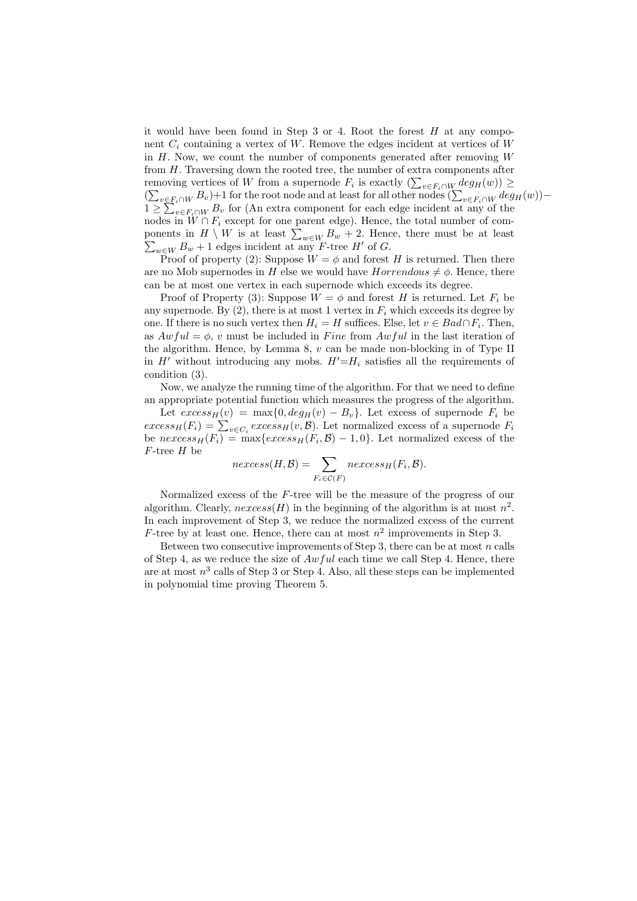it would have been found in Step 3 or 4. Root the forest $H$ at any component $C_i$ containing a vertex of $W$. Remove the edges incident at vertices of $W$ in $H$. Now, we count the number of components generated after removing $W$ from $H$. Traversing down the rooted tree, the number of extra components after removing vertices of $W$ from a supernode $F_i$ is exactly $(\sum_{v \in F_i \cap W} deg_H(w)) \geq (\sum_{v \in F_i \cap W} B_v)+1$ for the root node and at least for all other nodes $(\sum_{v \in F_i \cap W} deg_H(w)) - 1 \geq \sum_{v \in F_i \cap W} B_v$ for (An extra component for each edge incident at any of the nodes in $W \cap F_i$ except for one parent edge). Hence, the total number of components in $H \setminus W$ is at least $\sum_{w \in W} B_w + 2$. Hence, there must be at least $\sum_{w \in W} B_w + 1$ edges incident at any $F$-tree $H'$ of $G$.

Proof of property (2): Suppose $W = \phi$ and forest $H$ is returned. Then there are no Mob supernodes in $H$ else we would have $Horrendous \neq \phi$. Hence, there can be at most one vertex in each supernode which exceeds its degree.

Proof of Property (3): Suppose $W = \phi$ and forest $H$ is returned. Let $F_i$ be any supernode. By (2), there is at most 1 vertex in $F_i$ which exceeds its degree by one. If there is no such vertex then $H_i = H$ suffices. Else, let $v \in Bad \cap F_i$. Then, as $Awful = \phi$, $v$ must be included in $Fine$ from $Awful$ in the last iteration of the algorithm. Hence, by Lemma 8, $v$ can be made non-blocking in of Type II in $H'$ without introducing any mobs. $H'$=$H_i$ satisfies all the requirements of condition (3).

Now, we analyze the running time of the algorithm. For that we need to define an appropriate potential function which measures the progress of the algorithm.

Let $excess_H(v) = \max\{0, deg_H(v) - B_v\}$. Let excess of supernode $F_i$ be $excess_H(F_i) = \sum_{v \in C_i} excess_H(v, \mathcal{B})$. Let normalized excess of a supernode $F_i$ be $nexcess_H(F_i) = \max\{excess_H(F_i, \mathcal{B}) - 1, 0\}$. Let normalized excess of the $F$-tree $H$ be

$$nexcess(H, \mathcal{B}) = \sum_{F_i \in \mathcal{C}(F)} nexcess_H(F_i, \mathcal{B}).$$

Normalized excess of the $F$-tree will be the measure of the progress of our algorithm. Clearly, $nexcess(H)$ in the beginning of the algorithm is at most $n^2$. In each improvement of Step 3, we reduce the normalized excess of the current $F$-tree by at least one. Hence, there can at most $n^2$ improvements in Step 3.

Between two consecutive improvements of Step 3, there can be at most $n$ calls of Step 4, as we reduce the size of $Awful$ each time we call Step 4. Hence, there are at most $n^3$ calls of Step 3 or Step 4. Also, all these steps can be implemented in polynomial time proving Theorem 5.